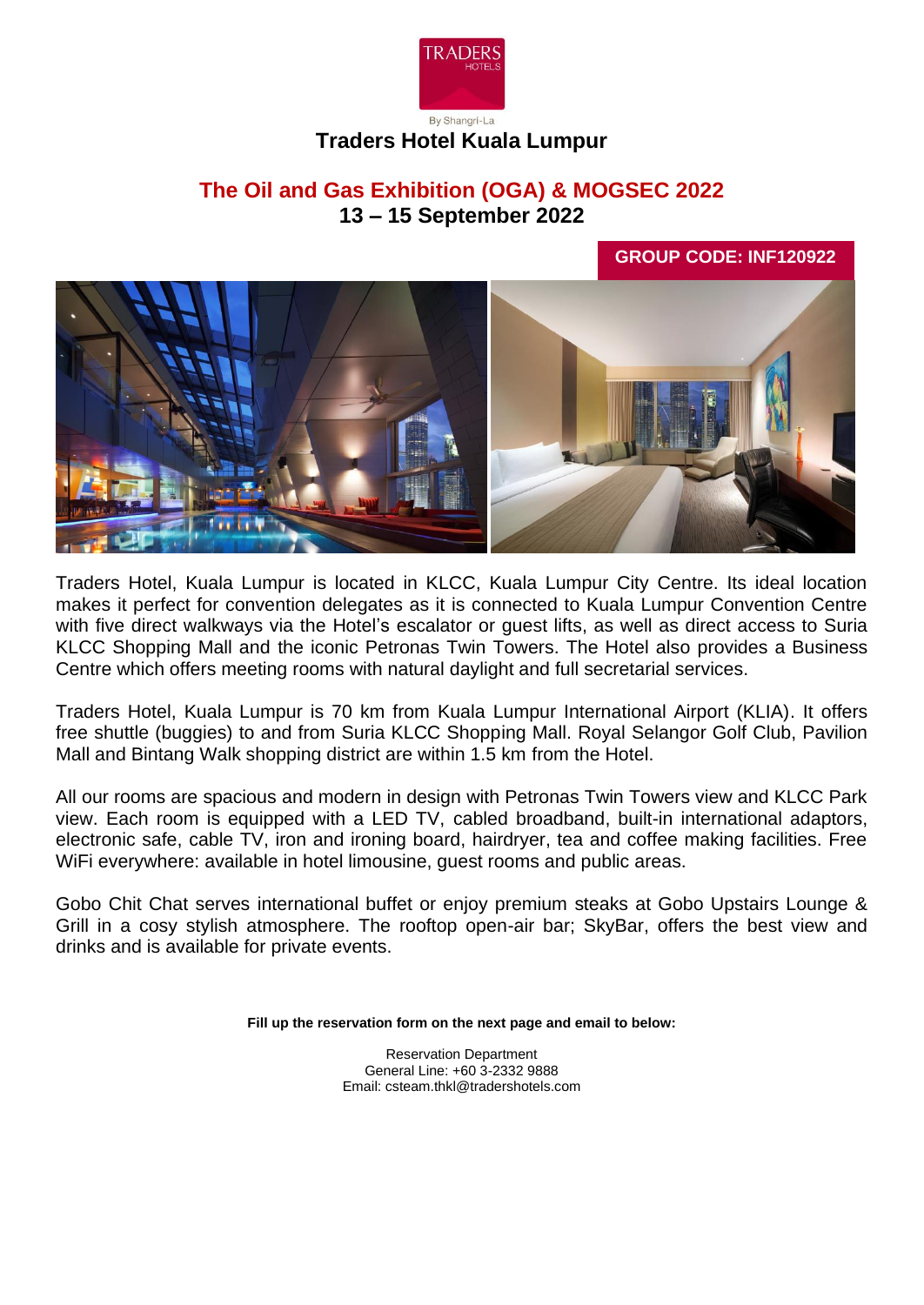TRADERS HOTELS

By Shangri-La

# Traders Hotel Kuala Lumpur

## The Oil and Gas Exhibition (OGA) & MOGSEC 2022

## 13 – 15 September 2022

**GROUP CODE: INF120922**

Traders Hotel, Kuala Lumpur is located in KLCC, Kuala Lumpur City Centre. Its ideal location makes it perfect for convention delegates as it is connected to Kuala Lumpur Convention Centre with five direct walkways via the Hotel's escalator or guest lifts, as well as direct access to Suria KLCC Shopping Mall and the iconic Petronas Twin Towers. The Hotel also provides a Business Centre which offers meeting rooms with natural daylight and full secretarial services.

Traders Hotel, Kuala Lumpur is 70 km from Kuala Lumpur International Airport (KLIA). It offers free shuttle (buggies) to and from Suria KLCC Shopping Mall. Royal Selangor Golf Club, Pavilion Mall and Bintang Walk shopping district are within 1.5 km from the Hotel.

All our rooms are spacious and modern in design with Petronas Twin Towers view and KLCC Park view. Each room is equipped with a LED TV, cabled broadband, built-in international adaptors, electronic safe, cable TV, iron and ironing board, hairdryer, tea and coffee making facilities. Free WiFi everywhere: available in hotel limousine, guest rooms and public areas.

Gobo Chit Chat serves international buffet or enjoy premium steaks at Gobo Upstairs Lounge & Grill in a cosy stylish atmosphere. The rooftop open-air bar; SkyBar, offers the best view and drinks and is available for private events.

**Fill up the reservation form on the next page and email to below:**

Reservation Department
General Line: +60 3-2332 9888
Email: csteam.thkl@tradershotels.com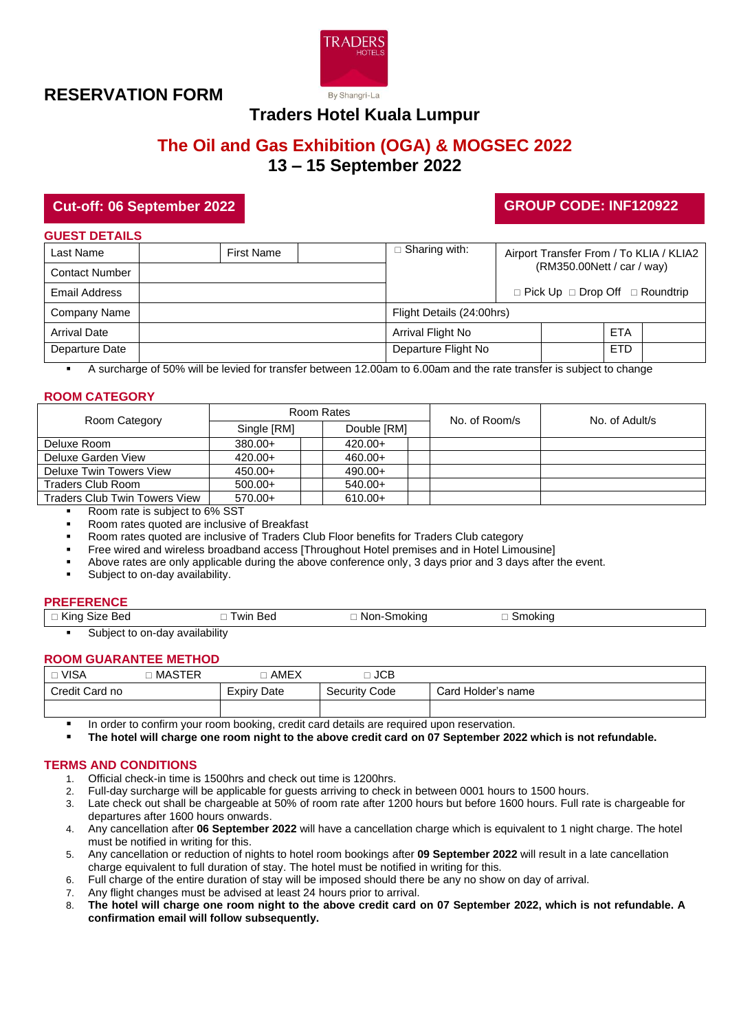TRADERS HOTELS
By Shangri-La

# RESERVATION FORM

## Traders Hotel Kuala Lumpur

## The Oil and Gas Exhibition (OGA) & MOGSEC 2022
## 13 – 15 September 2022

**Cut-off: 06 September 2022**

**GROUP CODE: INF120922**

### GUEST DETAILS

| | | | | | | | |
|---|---|---|---|---|---|---|---|
| Last Name | | First Name | | □ Sharing with: | | Airport Transfer From / To KLIA / KLIA2 (RM350.00Nett / car / way) □ Pick Up □ Drop Off □ Roundtrip | |
| Contact Number | | | | | | | |
| Email Address | | | | | | | |
| Company Name | | | | Flight Details (24:00hrs) | | | |
| Arrival Date | | | | Arrival Flight No | | ETA | |
| Departure Date | | | | Departure Flight No | | ETD | |

- A surcharge of 50% will be levied for transfer between 12.00am to 6.00am and the rate transfer is subject to change

### ROOM CATEGORY

| Room Category | Room Rates | | | | No. of Room/s | No. of Adult/s |
|---|---|---|---|---|---|---|
| | Single [RM] | | Double [RM] | | | |
| Deluxe Room | 380.00+ | | 420.00+ | | | |
| Deluxe Garden View | 420.00+ | | 460.00+ | | | |
| Deluxe Twin Towers View | 450.00+ | | 490.00+ | | | |
| Traders Club Room | 500.00+ | | 540.00+ | | | |
| Traders Club Twin Towers View | 570.00+ | | 610.00+ | | | |

- Room rate is subject to 6% SST
- Room rates quoted are inclusive of Breakfast
- Room rates quoted are inclusive of Traders Club Floor benefits for Traders Club category
- Free wired and wireless broadband access [Throughout Hotel premises and in Hotel Limousine]
- Above rates are only applicable during the above conference only, 3 days prior and 3 days after the event.
- Subject to on-day availability.

### PREFERENCE

□ King Size Bed □ Twin Bed □ Non-Smoking □ Smoking

- Subject to on-day availability

### ROOM GUARANTEE METHOD

| | | | |
|---|---|---|---|
| □ VISA □ MASTER | □ AMEX | □ JCB | |
| Credit Card no | Expiry Date | Security Code | Card Holder's name |
| | | | |

- In order to confirm your room booking, credit card details are required upon reservation.
- **The hotel will charge one room night to the above credit card on 07 September 2022 which is not refundable.**

### TERMS AND CONDITIONS

1. Official check-in time is 1500hrs and check out time is 1200hrs.
2. Full-day surcharge will be applicable for guests arriving to check in between 0001 hours to 1500 hours.
3. Late check out shall be chargeable at 50% of room rate after 1200 hours but before 1600 hours. Full rate is chargeable for departures after 1600 hours onwards.
4. Any cancellation after **06 September 2022** will have a cancellation charge which is equivalent to 1 night charge. The hotel must be notified in writing for this.
5. Any cancellation or reduction of nights to hotel room bookings after **09 September 2022** will result in a late cancellation charge equivalent to full duration of stay. The hotel must be notified in writing for this.
6. Full charge of the entire duration of stay will be imposed should there be any no show on day of arrival.
7. Any flight changes must be advised at least 24 hours prior to arrival.
8. **The hotel will charge one room night to the above credit card on 07 September 2022, which is not refundable. A confirmation email will follow subsequently.**